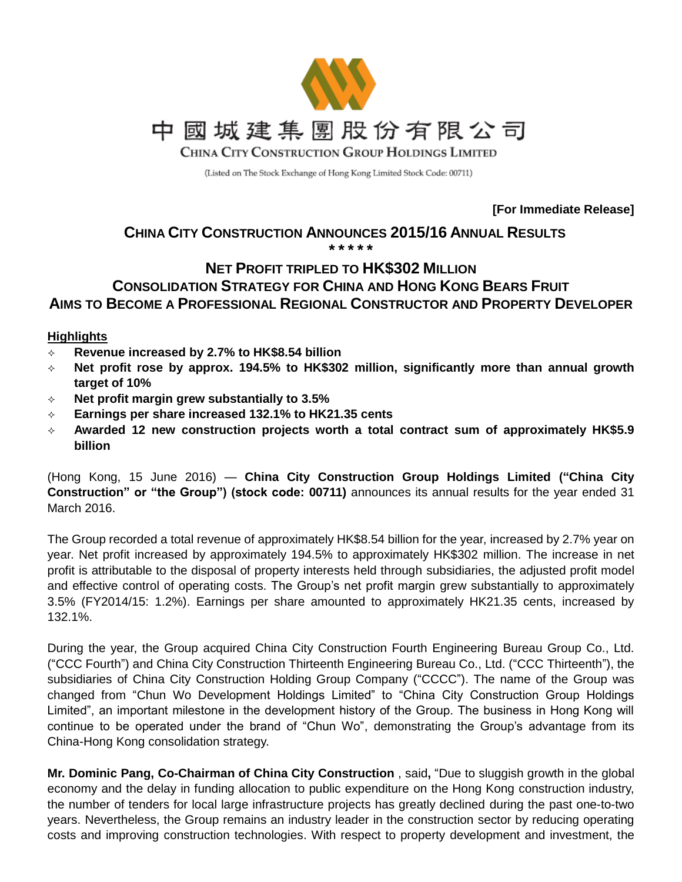中國城建集團股份有限公司

CHINA CITY CONSTRUCTION GROUP HOLDINGS LIMITED

(Listed on The Stock Exchange of Hong Kong Limited Stock Code: 00711)

**[For Immediate Release]**

# CHINA CITY CONSTRUCTION ANNOUNCES 2015/16 ANNUAL RESULTS

\*\*\*\*\*

## NET PROFIT TRIPLED TO HK$302 MILLION
## CONSOLIDATION STRATEGY FOR CHINA AND HONG KONG BEARS FRUIT
## AIMS TO BECOME A PROFESSIONAL REGIONAL CONSTRUCTOR AND PROPERTY DEVELOPER

**Highlights**

- **Revenue increased by 2.7% to HK$8.54 billion**
- **Net profit rose by approx. 194.5% to HK$302 million, significantly more than annual growth target of 10%**
- **Net profit margin grew substantially to 3.5%**
- **Earnings per share increased 132.1% to HK21.35 cents**
- **Awarded 12 new construction projects worth a total contract sum of approximately HK$5.9 billion**

(Hong Kong, 15 June 2016) — **China City Construction Group Holdings Limited ("China City Construction" or "the Group") (stock code: 00711)** announces its annual results for the year ended 31 March 2016.

The Group recorded a total revenue of approximately HK$8.54 billion for the year, increased by 2.7% year on year. Net profit increased by approximately 194.5% to approximately HK$302 million. The increase in net profit is attributable to the disposal of property interests held through subsidiaries, the adjusted profit model and effective control of operating costs. The Group's net profit margin grew substantially to approximately 3.5% (FY2014/15: 1.2%). Earnings per share amounted to approximately HK21.35 cents, increased by 132.1%.

During the year, the Group acquired China City Construction Fourth Engineering Bureau Group Co., Ltd. ("CCC Fourth") and China City Construction Thirteenth Engineering Bureau Co., Ltd. ("CCC Thirteenth"), the subsidiaries of China City Construction Holding Group Company ("CCCC"). The name of the Group was changed from "Chun Wo Development Holdings Limited" to "China City Construction Group Holdings Limited", an important milestone in the development history of the Group. The business in Hong Kong will continue to be operated under the brand of "Chun Wo", demonstrating the Group's advantage from its China-Hong Kong consolidation strategy.

**Mr. Dominic Pang, Co-Chairman of China City Construction** , said**,** "Due to sluggish growth in the global economy and the delay in funding allocation to public expenditure on the Hong Kong construction industry, the number of tenders for local large infrastructure projects has greatly declined during the past one-to-two years. Nevertheless, the Group remains an industry leader in the construction sector by reducing operating costs and improving construction technologies. With respect to property development and investment, the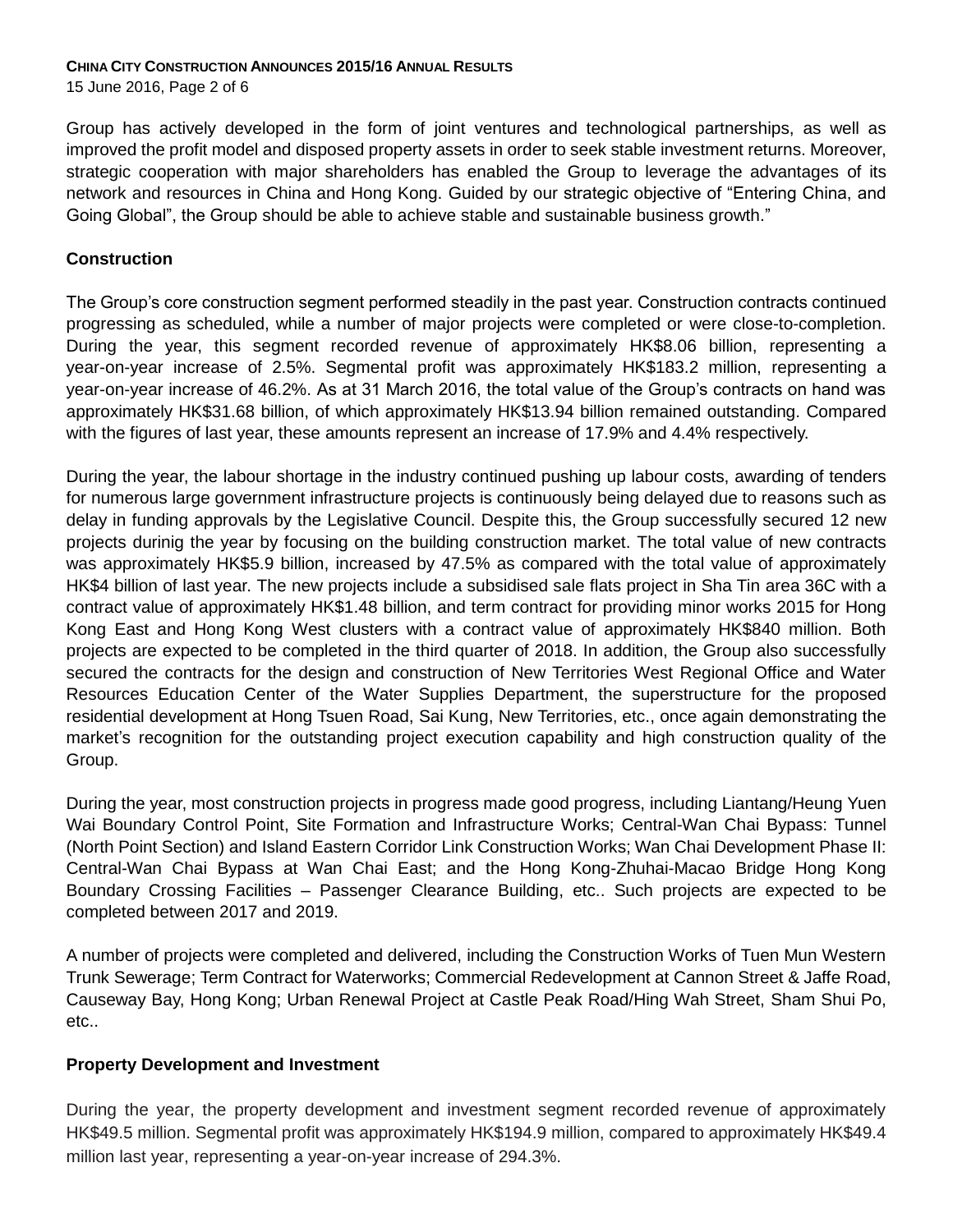Group has actively developed in the form of joint ventures and technological partnerships, as well as improved the profit model and disposed property assets in order to seek stable investment returns. Moreover, strategic cooperation with major shareholders has enabled the Group to leverage the advantages of its network and resources in China and Hong Kong. Guided by our strategic objective of "Entering China, and Going Global", the Group should be able to achieve stable and sustainable business growth."

## Construction

The Group's core construction segment performed steadily in the past year. Construction contracts continued progressing as scheduled, while a number of major projects were completed or were close-to-completion. During the year, this segment recorded revenue of approximately HK$8.06 billion, representing a year-on-year increase of 2.5%. Segmental profit was approximately HK$183.2 million, representing a year-on-year increase of 46.2%. As at 31 March 2016, the total value of the Group's contracts on hand was approximately HK$31.68 billion, of which approximately HK$13.94 billion remained outstanding. Compared with the figures of last year, these amounts represent an increase of 17.9% and 4.4% respectively.

During the year, the labour shortage in the industry continued pushing up labour costs, awarding of tenders for numerous large government infrastructure projects is continuously being delayed due to reasons such as delay in funding approvals by the Legislative Council. Despite this, the Group successfully secured 12 new projects durinig the year by focusing on the building construction market. The total value of new contracts was approximately HK$5.9 billion, increased by 47.5% as compared with the total value of approximately HK$4 billion of last year. The new projects include a subsidised sale flats project in Sha Tin area 36C with a contract value of approximately HK$1.48 billion, and term contract for providing minor works 2015 for Hong Kong East and Hong Kong West clusters with a contract value of approximately HK$840 million. Both projects are expected to be completed in the third quarter of 2018. In addition, the Group also successfully secured the contracts for the design and construction of New Territories West Regional Office and Water Resources Education Center of the Water Supplies Department, the superstructure for the proposed residential development at Hong Tsuen Road, Sai Kung, New Territories, etc., once again demonstrating the market's recognition for the outstanding project execution capability and high construction quality of the Group.

During the year, most construction projects in progress made good progress, including Liantang/Heung Yuen Wai Boundary Control Point, Site Formation and Infrastructure Works; Central-Wan Chai Bypass: Tunnel (North Point Section) and Island Eastern Corridor Link Construction Works; Wan Chai Development Phase II: Central-Wan Chai Bypass at Wan Chai East; and the Hong Kong-Zhuhai-Macao Bridge Hong Kong Boundary Crossing Facilities – Passenger Clearance Building, etc.. Such projects are expected to be completed between 2017 and 2019.

A number of projects were completed and delivered, including the Construction Works of Tuen Mun Western Trunk Sewerage; Term Contract for Waterworks; Commercial Redevelopment at Cannon Street & Jaffe Road, Causeway Bay, Hong Kong; Urban Renewal Project at Castle Peak Road/Hing Wah Street, Sham Shui Po, etc..

## Property Development and Investment

During the year, the property development and investment segment recorded revenue of approximately HK$49.5 million. Segmental profit was approximately HK$194.9 million, compared to approximately HK$49.4 million last year, representing a year-on-year increase of 294.3%.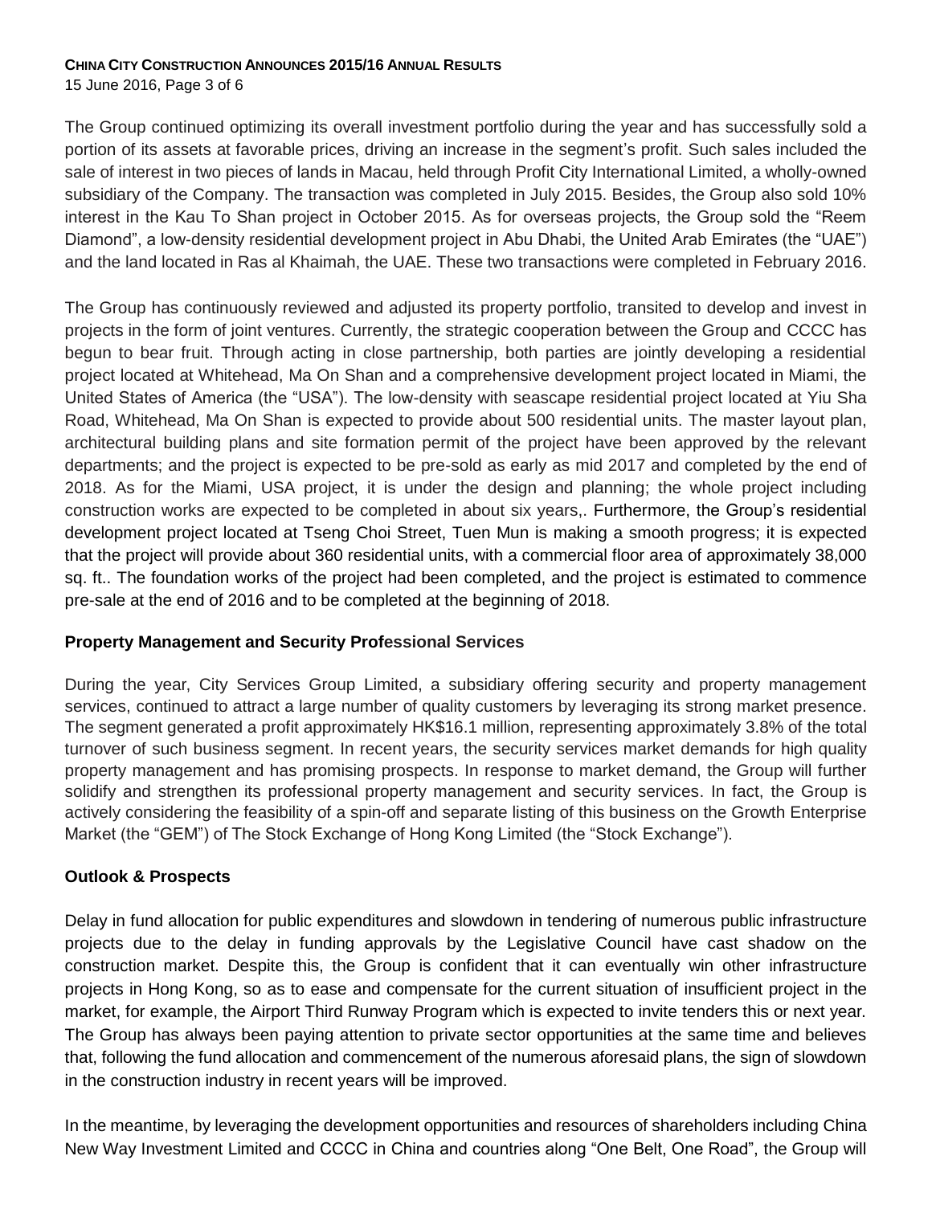The Group continued optimizing its overall investment portfolio during the year and has successfully sold a portion of its assets at favorable prices, driving an increase in the segment's profit. Such sales included the sale of interest in two pieces of lands in Macau, held through Profit City International Limited, a wholly-owned subsidiary of the Company. The transaction was completed in July 2015. Besides, the Group also sold 10% interest in the Kau To Shan project in October 2015. As for overseas projects, the Group sold the "Reem Diamond", a low-density residential development project in Abu Dhabi, the United Arab Emirates (the "UAE") and the land located in Ras al Khaimah, the UAE. These two transactions were completed in February 2016.

The Group has continuously reviewed and adjusted its property portfolio, transited to develop and invest in projects in the form of joint ventures. Currently, the strategic cooperation between the Group and CCCC has begun to bear fruit. Through acting in close partnership, both parties are jointly developing a residential project located at Whitehead, Ma On Shan and a comprehensive development project located in Miami, the United States of America (the "USA"). The low-density with seascape residential project located at Yiu Sha Road, Whitehead, Ma On Shan is expected to provide about 500 residential units. The master layout plan, architectural building plans and site formation permit of the project have been approved by the relevant departments; and the project is expected to be pre-sold as early as mid 2017 and completed by the end of 2018. As for the Miami, USA project, it is under the design and planning; the whole project including construction works are expected to be completed in about six years,. Furthermore, the Group's residential development project located at Tseng Choi Street, Tuen Mun is making a smooth progress; it is expected that the project will provide about 360 residential units, with a commercial floor area of approximately 38,000 sq. ft.. The foundation works of the project had been completed, and the project is estimated to commence pre-sale at the end of 2016 and to be completed at the beginning of 2018.

**Property Management and Security Professional Services**

During the year, City Services Group Limited, a subsidiary offering security and property management services, continued to attract a large number of quality customers by leveraging its strong market presence. The segment generated a profit approximately HK$16.1 million, representing approximately 3.8% of the total turnover of such business segment. In recent years, the security services market demands for high quality property management and has promising prospects. In response to market demand, the Group will further solidify and strengthen its professional property management and security services. In fact, the Group is actively considering the feasibility of a spin-off and separate listing of this business on the Growth Enterprise Market (the "GEM") of The Stock Exchange of Hong Kong Limited (the "Stock Exchange").

**Outlook & Prospects**

Delay in fund allocation for public expenditures and slowdown in tendering of numerous public infrastructure projects due to the delay in funding approvals by the Legislative Council have cast shadow on the construction market. Despite this, the Group is confident that it can eventually win other infrastructure projects in Hong Kong, so as to ease and compensate for the current situation of insufficient project in the market, for example, the Airport Third Runway Program which is expected to invite tenders this or next year. The Group has always been paying attention to private sector opportunities at the same time and believes that, following the fund allocation and commencement of the numerous aforesaid plans, the sign of slowdown in the construction industry in recent years will be improved.

In the meantime, by leveraging the development opportunities and resources of shareholders including China New Way Investment Limited and CCCC in China and countries along "One Belt, One Road", the Group will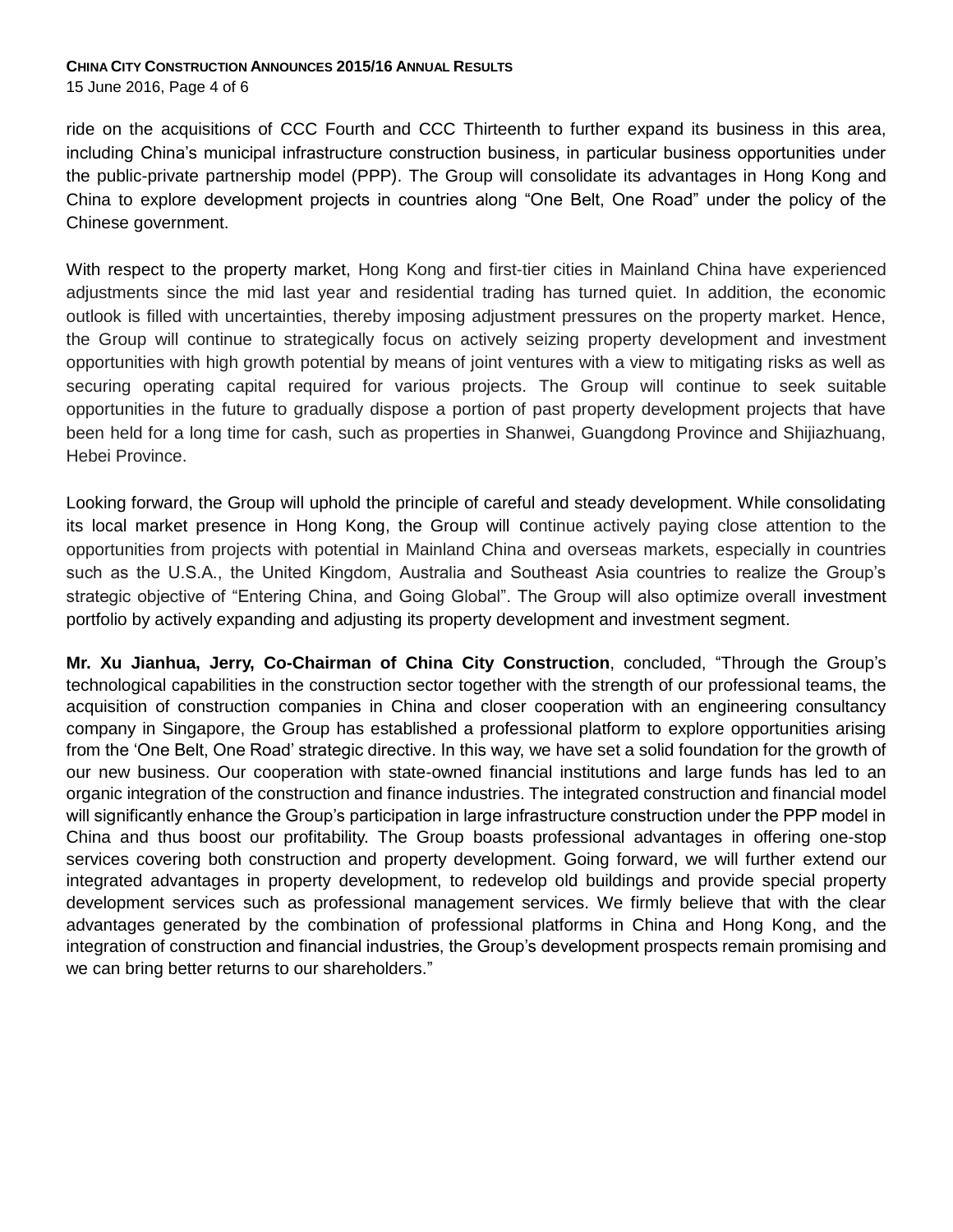ride on the acquisitions of CCC Fourth and CCC Thirteenth to further expand its business in this area, including China's municipal infrastructure construction business, in particular business opportunities under the public-private partnership model (PPP). The Group will consolidate its advantages in Hong Kong and China to explore development projects in countries along "One Belt, One Road" under the policy of the Chinese government.

With respect to the property market, Hong Kong and first-tier cities in Mainland China have experienced adjustments since the mid last year and residential trading has turned quiet. In addition, the economic outlook is filled with uncertainties, thereby imposing adjustment pressures on the property market. Hence, the Group will continue to strategically focus on actively seizing property development and investment opportunities with high growth potential by means of joint ventures with a view to mitigating risks as well as securing operating capital required for various projects. The Group will continue to seek suitable opportunities in the future to gradually dispose a portion of past property development projects that have been held for a long time for cash, such as properties in Shanwei, Guangdong Province and Shijiazhuang, Hebei Province.

Looking forward, the Group will uphold the principle of careful and steady development. While consolidating its local market presence in Hong Kong, the Group will continue actively paying close attention to the opportunities from projects with potential in Mainland China and overseas markets, especially in countries such as the U.S.A., the United Kingdom, Australia and Southeast Asia countries to realize the Group's strategic objective of "Entering China, and Going Global". The Group will also optimize overall investment portfolio by actively expanding and adjusting its property development and investment segment.

**Mr. Xu Jianhua, Jerry, Co-Chairman of China City Construction**, concluded, "Through the Group's technological capabilities in the construction sector together with the strength of our professional teams, the acquisition of construction companies in China and closer cooperation with an engineering consultancy company in Singapore, the Group has established a professional platform to explore opportunities arising from the 'One Belt, One Road' strategic directive. In this way, we have set a solid foundation for the growth of our new business. Our cooperation with state-owned financial institutions and large funds has led to an organic integration of the construction and finance industries. The integrated construction and financial model will significantly enhance the Group's participation in large infrastructure construction under the PPP model in China and thus boost our profitability. The Group boasts professional advantages in offering one-stop services covering both construction and property development. Going forward, we will further extend our integrated advantages in property development, to redevelop old buildings and provide special property development services such as professional management services. We firmly believe that with the clear advantages generated by the combination of professional platforms in China and Hong Kong, and the integration of construction and financial industries, the Group's development prospects remain promising and we can bring better returns to our shareholders."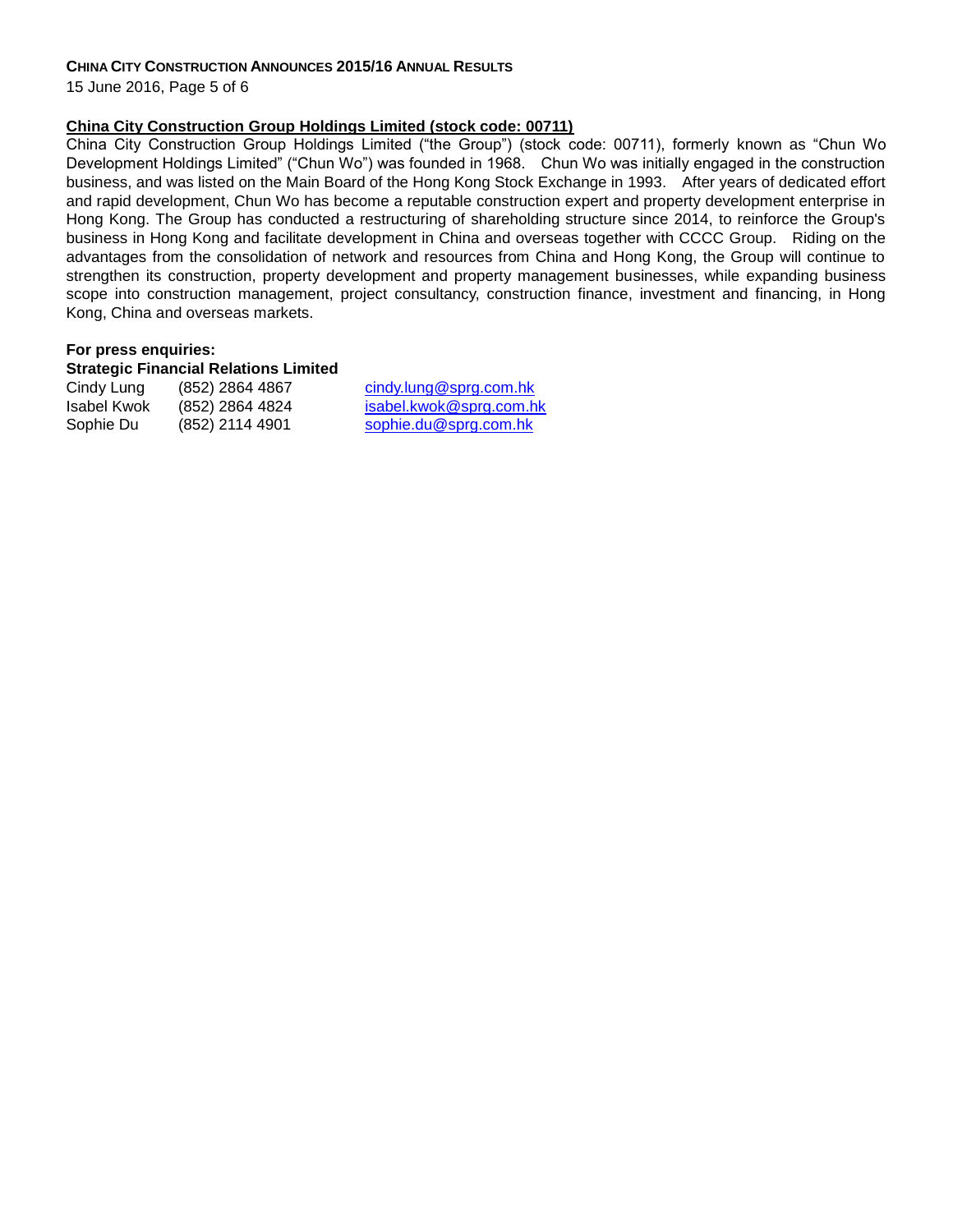## China City Construction Group Holdings Limited (stock code: 00711)

China City Construction Group Holdings Limited ("the Group") (stock code: 00711), formerly known as "Chun Wo Development Holdings Limited" ("Chun Wo") was founded in 1968. Chun Wo was initially engaged in the construction business, and was listed on the Main Board of the Hong Kong Stock Exchange in 1993. After years of dedicated effort and rapid development, Chun Wo has become a reputable construction expert and property development enterprise in Hong Kong. The Group has conducted a restructuring of shareholding structure since 2014, to reinforce the Group's business in Hong Kong and facilitate development in China and overseas together with CCCC Group. Riding on the advantages from the consolidation of network and resources from China and Hong Kong, the Group will continue to strengthen its construction, property development and property management businesses, while expanding business scope into construction management, project consultancy, construction finance, investment and financing, in Hong Kong, China and overseas markets.

**For press enquiries:**

**Strategic Financial Relations Limited**

| | | |
|---|---|---|
| Cindy Lung | (852) 2864 4867 | cindy.lung@sprg.com.hk |
| Isabel Kwok | (852) 2864 4824 | isabel.kwok@sprg.com.hk |
| Sophie Du | (852) 2114 4901 | sophie.du@sprg.com.hk |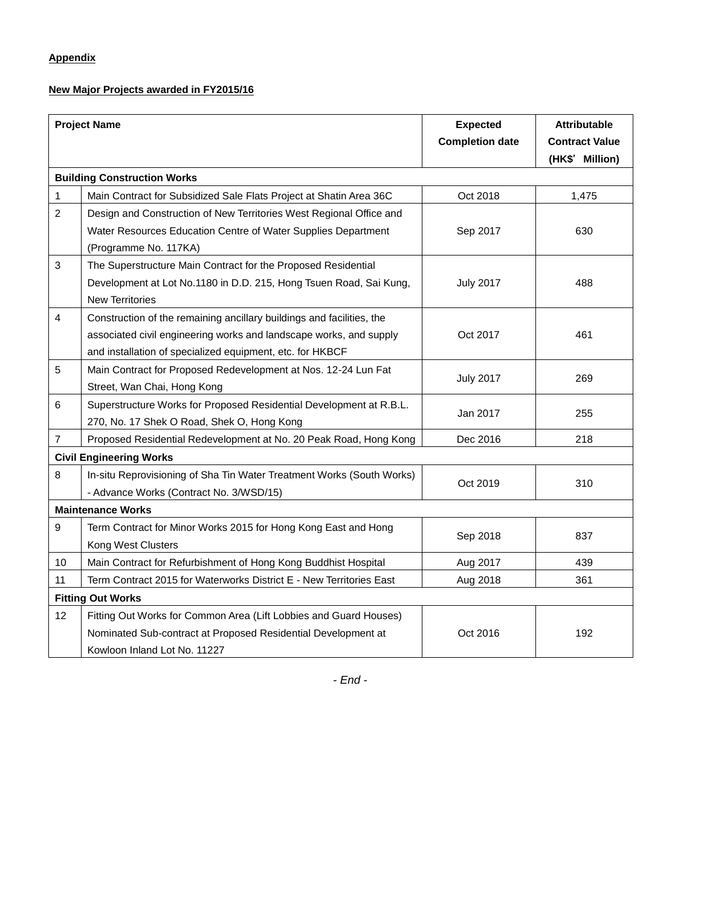**Appendix**

**New Major Projects awarded in FY2015/16**

| Project Name | | Expected Completion date | Attributable Contract Value (HK$' Million) |
|---|---|---|---|
| **Building Construction Works** | | | |
| 1 | Main Contract for Subsidized Sale Flats Project at Shatin Area 36C | Oct 2018 | 1,475 |
| 2 | Design and Construction of New Territories West Regional Office and Water Resources Education Centre of Water Supplies Department (Programme No. 117KA) | Sep 2017 | 630 |
| 3 | The Superstructure Main Contract for the Proposed Residential Development at Lot No.1180 in D.D. 215, Hong Tsuen Road, Sai Kung, New Territories | July 2017 | 488 |
| 4 | Construction of the remaining ancillary buildings and facilities, the associated civil engineering works and landscape works, and supply and installation of specialized equipment, etc. for HKBCF | Oct 2017 | 461 |
| 5 | Main Contract for Proposed Redevelopment at Nos. 12-24 Lun Fat Street, Wan Chai, Hong Kong | July 2017 | 269 |
| 6 | Superstructure Works for Proposed Residential Development at R.B.L. 270, No. 17 Shek O Road, Shek O, Hong Kong | Jan 2017 | 255 |
| 7 | Proposed Residential Redevelopment at No. 20 Peak Road, Hong Kong | Dec 2016 | 218 |
| **Civil Engineering Works** | | | |
| 8 | In-situ Reprovisioning of Sha Tin Water Treatment Works (South Works) - Advance Works (Contract No. 3/WSD/15) | Oct 2019 | 310 |
| **Maintenance Works** | | | |
| 9 | Term Contract for Minor Works 2015 for Hong Kong East and Hong Kong West Clusters | Sep 2018 | 837 |
| 10 | Main Contract for Refurbishment of Hong Kong Buddhist Hospital | Aug 2017 | 439 |
| 11 | Term Contract 2015 for Waterworks District E - New Territories East | Aug 2018 | 361 |
| **Fitting Out Works** | | | |
| 12 | Fitting Out Works for Common Area (Lift Lobbies and Guard Houses) Nominated Sub-contract at Proposed Residential Development at Kowloon Inland Lot No. 11227 | Oct 2016 | 192 |

*- End -*